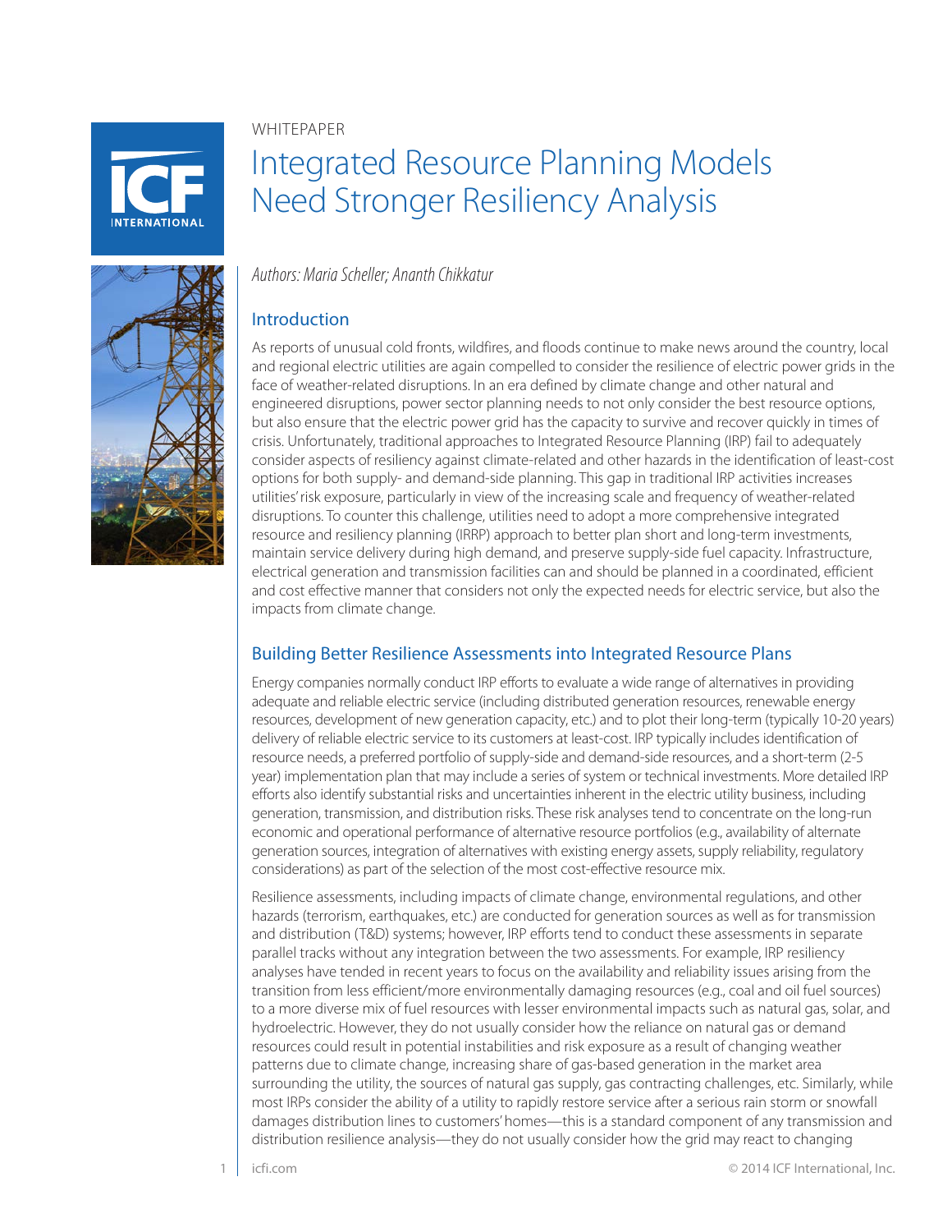WHITEPAPER

# Integrated Resource Planning Models Need Stronger Resiliency Analysis

*Authors: Maria Scheller; Ananth Chikkatur*

## Introduction

As reports of unusual cold fronts, wildfires, and floods continue to make news around the country, local and regional electric utilities are again compelled to consider the resilience of electric power grids in the face of weather-related disruptions. In an era defined by climate change and other natural and engineered disruptions, power sector planning needs to not only consider the best resource options, but also ensure that the electric power grid has the capacity to survive and recover quickly in times of crisis. Unfortunately, traditional approaches to Integrated Resource Planning (IRP) fail to adequately consider aspects of resiliency against climate-related and other hazards in the identification of least-cost options for both supply- and demand-side planning. This gap in traditional IRP activities increases utilities' risk exposure, particularly in view of the increasing scale and frequency of weather-related disruptions. To counter this challenge, utilities need to adopt a more comprehensive integrated resource and resiliency planning (IRRP) approach to better plan short and long-term investments, maintain service delivery during high demand, and preserve supply-side fuel capacity. Infrastructure, electrical generation and transmission facilities can and should be planned in a coordinated, efficient and cost effective manner that considers not only the expected needs for electric service, but also the impacts from climate change.

## Building Better Resilience Assessments into Integrated Resource Plans

Energy companies normally conduct IRP efforts to evaluate a wide range of alternatives in providing adequate and reliable electric service (including distributed generation resources, renewable energy resources, development of new generation capacity, etc.) and to plot their long-term (typically 10-20 years) delivery of reliable electric service to its customers at least-cost. IRP typically includes identification of resource needs, a preferred portfolio of supply-side and demand-side resources, and a short-term (2-5 year) implementation plan that may include a series of system or technical investments. More detailed IRP efforts also identify substantial risks and uncertainties inherent in the electric utility business, including generation, transmission, and distribution risks. These risk analyses tend to concentrate on the long-run economic and operational performance of alternative resource portfolios (e.g., availability of alternate generation sources, integration of alternatives with existing energy assets, supply reliability, regulatory considerations) as part of the selection of the most cost-effective resource mix.

Resilience assessments, including impacts of climate change, environmental regulations, and other hazards (terrorism, earthquakes, etc.) are conducted for generation sources as well as for transmission and distribution (T&D) systems; however, IRP efforts tend to conduct these assessments in separate parallel tracks without any integration between the two assessments. For example, IRP resiliency analyses have tended in recent years to focus on the availability and reliability issues arising from the transition from less efficient/more environmentally damaging resources (e.g., coal and oil fuel sources) to a more diverse mix of fuel resources with lesser environmental impacts such as natural gas, solar, and hydroelectric. However, they do not usually consider how the reliance on natural gas or demand resources could result in potential instabilities and risk exposure as a result of changing weather patterns due to climate change, increasing share of gas-based generation in the market area surrounding the utility, the sources of natural gas supply, gas contracting challenges, etc. Similarly, while most IRPs consider the ability of a utility to rapidly restore service after a serious rain storm or snowfall damages distribution lines to customers' homes—this is a standard component of any transmission and distribution resilience analysis—they do not usually consider how the grid may react to changing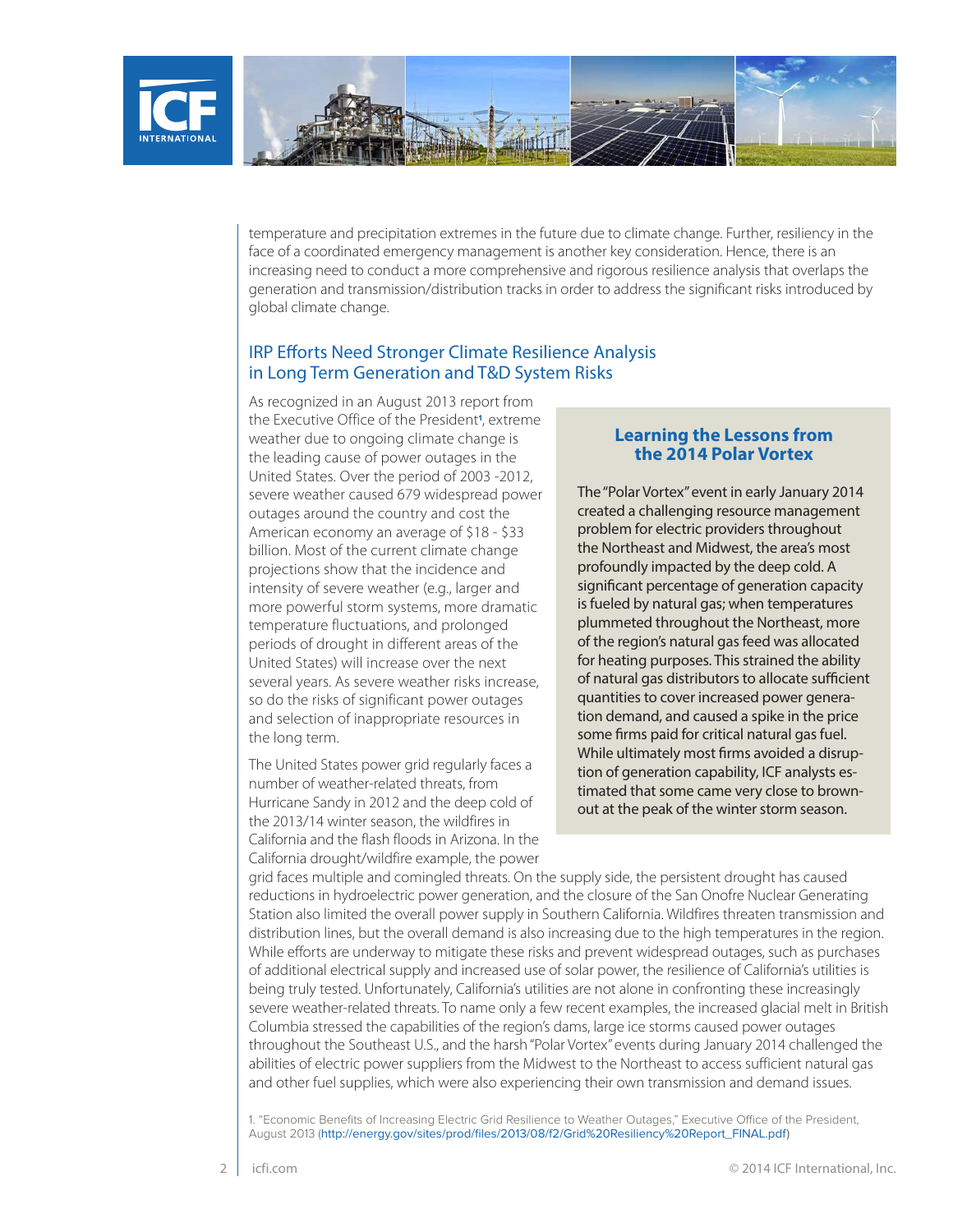temperature and precipitation extremes in the future due to climate change. Further, resiliency in the face of a coordinated emergency management is another key consideration. Hence, there is an increasing need to conduct a more comprehensive and rigorous resilience analysis that overlaps the generation and transmission/distribution tracks in order to address the significant risks introduced by global climate change.

## IRP Efforts Need Stronger Climate Resilience Analysis in Long Term Generation and T&D System Risks

As recognized in an August 2013 report from the Executive Office of the President[1], extreme weather due to ongoing climate change is the leading cause of power outages in the United States. Over the period of 2003 -2012, severe weather caused 679 widespread power outages around the country and cost the American economy an average of $18 - $33 billion. Most of the current climate change projections show that the incidence and intensity of severe weather (e.g., larger and more powerful storm systems, more dramatic temperature fluctuations, and prolonged periods of drought in different areas of the United States) will increase over the next several years. As severe weather risks increase, so do the risks of significant power outages and selection of inappropriate resources in the long term.

The United States power grid regularly faces a number of weather-related threats, from Hurricane Sandy in 2012 and the deep cold of the 2013/14 winter season, the wildfires in California and the flash floods in Arizona. In the California drought/wildfire example, the power grid faces multiple and comingled threats. On the supply side, the persistent drought has caused reductions in hydroelectric power generation, and the closure of the San Onofre Nuclear Generating Station also limited the overall power supply in Southern California. Wildfires threaten transmission and distribution lines, but the overall demand is also increasing due to the high temperatures in the region. While efforts are underway to mitigate these risks and prevent widespread outages, such as purchases of additional electrical supply and increased use of solar power, the resilience of California's utilities is being truly tested. Unfortunately, California's utilities are not alone in confronting these increasingly severe weather-related threats. To name only a few recent examples, the increased glacial melt in British Columbia stressed the capabilities of the region's dams, large ice storms caused power outages throughout the Southeast U.S., and the harsh "Polar Vortex" events during January 2014 challenged the abilities of electric power suppliers from the Midwest to the Northeast to access sufficient natural gas and other fuel supplies, which were also experiencing their own transmission and demand issues.

### Learning the Lessons from the 2014 Polar Vortex

The "Polar Vortex" event in early January 2014 created a challenging resource management problem for electric providers throughout the Northeast and Midwest, the area's most profoundly impacted by the deep cold. A significant percentage of generation capacity is fueled by natural gas; when temperatures plummeted throughout the Northeast, more of the region's natural gas feed was allocated for heating purposes. This strained the ability of natural gas distributors to allocate sufficient quantities to cover increased power generation demand, and caused a spike in the price some firms paid for critical natural gas fuel. While ultimately most firms avoided a disruption of generation capability, ICF analysts estimated that some came very close to brownout at the peak of the winter storm season.

1. "Economic Benefits of Increasing Electric Grid Resilience to Weather Outages," Executive Office of the President, August 2013 (http://energy.gov/sites/prod/files/2013/08/f2/Grid%20Resiliency%20Report_FINAL.pdf)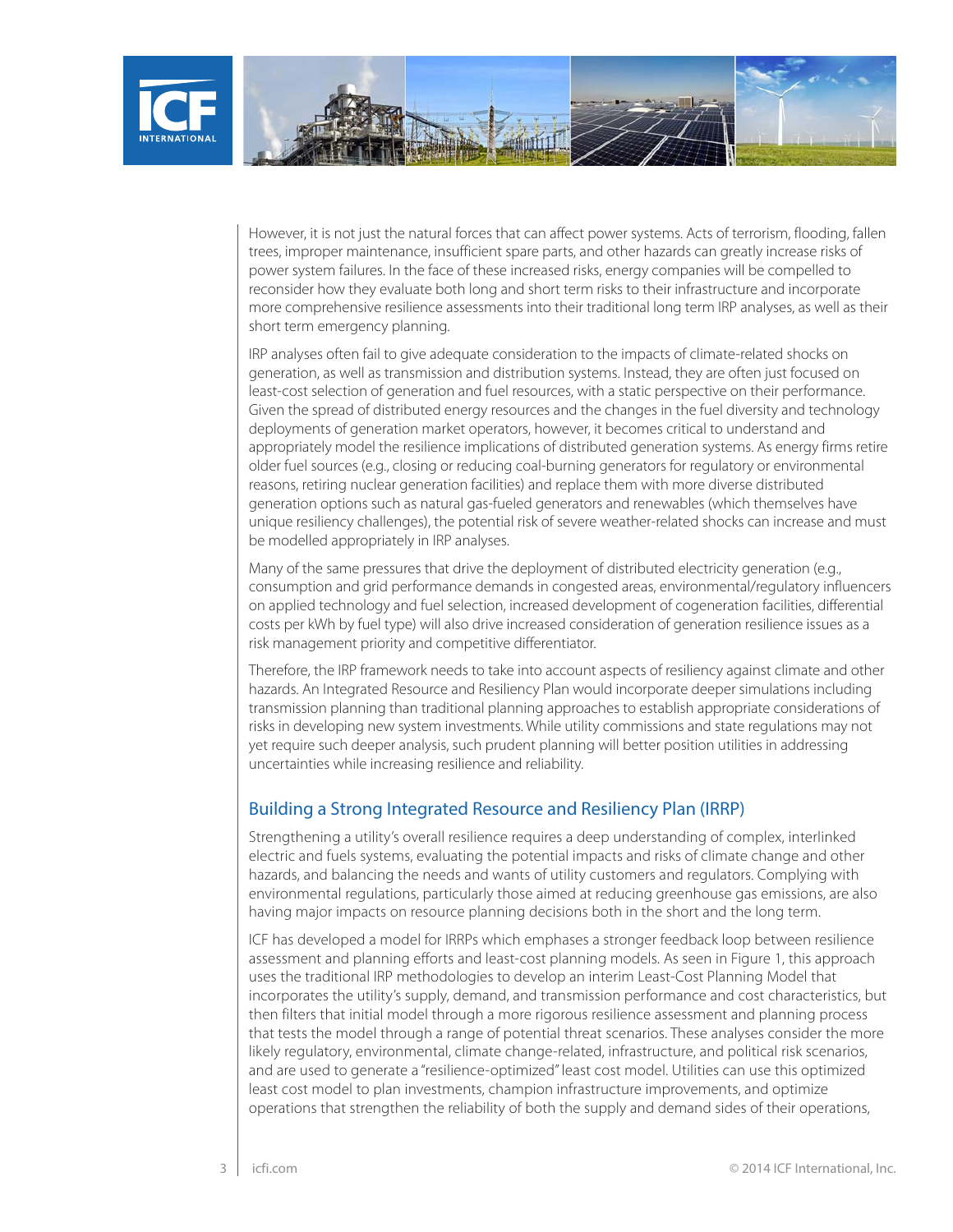However, it is not just the natural forces that can affect power systems. Acts of terrorism, flooding, fallen trees, improper maintenance, insufficient spare parts, and other hazards can greatly increase risks of power system failures. In the face of these increased risks, energy companies will be compelled to reconsider how they evaluate both long and short term risks to their infrastructure and incorporate more comprehensive resilience assessments into their traditional long term IRP analyses, as well as their short term emergency planning.

IRP analyses often fail to give adequate consideration to the impacts of climate-related shocks on generation, as well as transmission and distribution systems. Instead, they are often just focused on least-cost selection of generation and fuel resources, with a static perspective on their performance. Given the spread of distributed energy resources and the changes in the fuel diversity and technology deployments of generation market operators, however, it becomes critical to understand and appropriately model the resilience implications of distributed generation systems. As energy firms retire older fuel sources (e.g., closing or reducing coal-burning generators for regulatory or environmental reasons, retiring nuclear generation facilities) and replace them with more diverse distributed generation options such as natural gas-fueled generators and renewables (which themselves have unique resiliency challenges), the potential risk of severe weather-related shocks can increase and must be modelled appropriately in IRP analyses.

Many of the same pressures that drive the deployment of distributed electricity generation (e.g., consumption and grid performance demands in congested areas, environmental/regulatory influencers on applied technology and fuel selection, increased development of cogeneration facilities, differential costs per kWh by fuel type) will also drive increased consideration of generation resilience issues as a risk management priority and competitive differentiator.

Therefore, the IRP framework needs to take into account aspects of resiliency against climate and other hazards. An Integrated Resource and Resiliency Plan would incorporate deeper simulations including transmission planning than traditional planning approaches to establish appropriate considerations of risks in developing new system investments. While utility commissions and state regulations may not yet require such deeper analysis, such prudent planning will better position utilities in addressing uncertainties while increasing resilience and reliability.

## Building a Strong Integrated Resource and Resiliency Plan (IRRP)

Strengthening a utility's overall resilience requires a deep understanding of complex, interlinked electric and fuels systems, evaluating the potential impacts and risks of climate change and other hazards, and balancing the needs and wants of utility customers and regulators. Complying with environmental regulations, particularly those aimed at reducing greenhouse gas emissions, are also having major impacts on resource planning decisions both in the short and the long term.

ICF has developed a model for IRRPs which emphases a stronger feedback loop between resilience assessment and planning efforts and least-cost planning models. As seen in Figure 1, this approach uses the traditional IRP methodologies to develop an interim Least-Cost Planning Model that incorporates the utility's supply, demand, and transmission performance and cost characteristics, but then filters that initial model through a more rigorous resilience assessment and planning process that tests the model through a range of potential threat scenarios. These analyses consider the more likely regulatory, environmental, climate change-related, infrastructure, and political risk scenarios, and are used to generate a "resilience-optimized" least cost model. Utilities can use this optimized least cost model to plan investments, champion infrastructure improvements, and optimize operations that strengthen the reliability of both the supply and demand sides of their operations,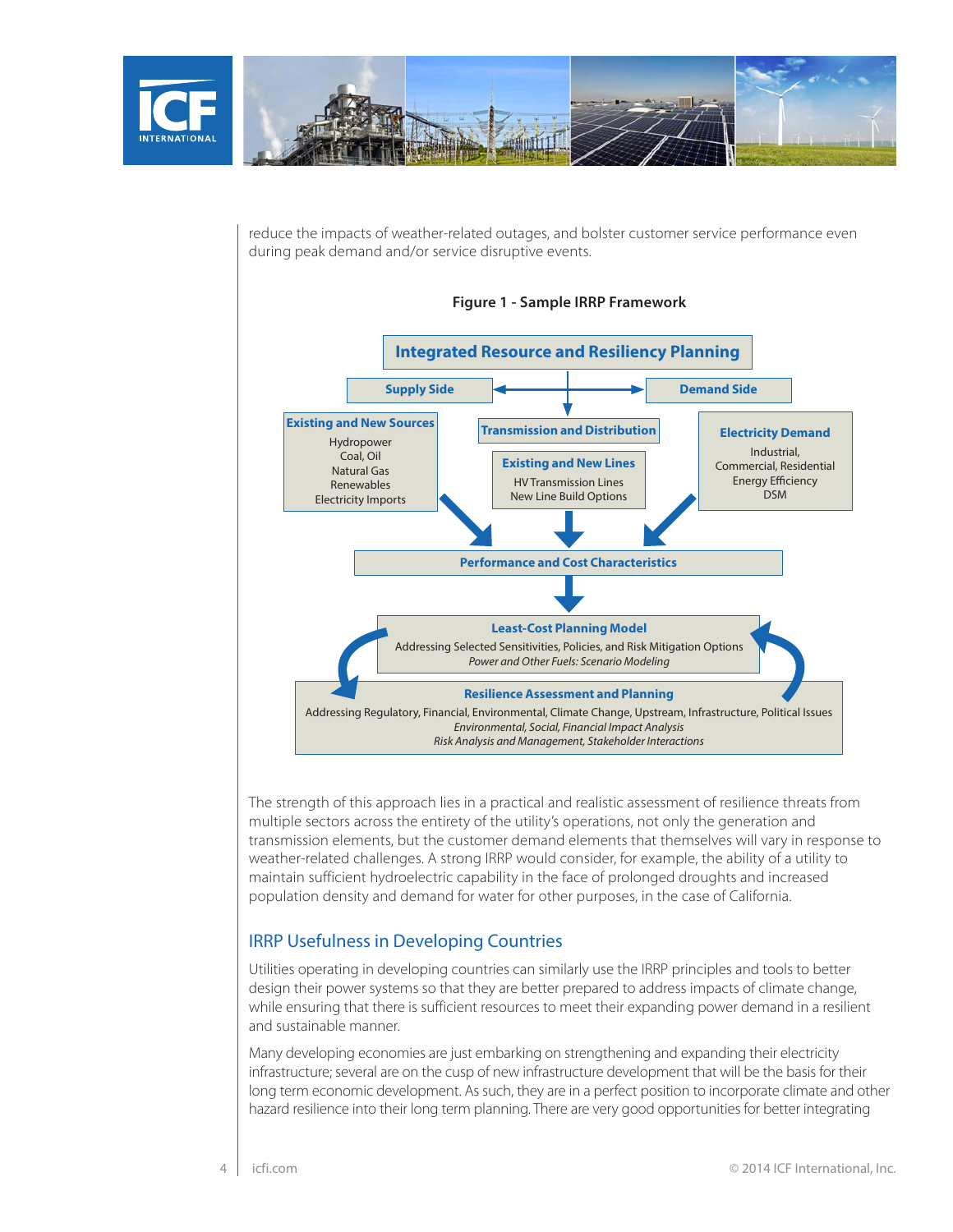reduce the impacts of weather-related outages, and bolster customer service performance even during peak demand and/or service disruptive events.

**Figure 1 - Sample IRRP Framework**

**Integrated Resource and Resiliency Planning**

**Supply Side** | **Demand Side**

**Existing and New Sources**
Hydropower
Coal, Oil
Natural Gas
Renewables
Electricity Imports

**Transmission and Distribution**

**Existing and New Lines**
HV Transmission Lines
New Line Build Options

**Electricity Demand**
Industrial,
Commercial, Residential
Energy Efficiency
DSM

**Performance and Cost Characteristics**

**Least-Cost Planning Model**
Addressing Selected Sensitivities, Policies, and Risk Mitigation Options
*Power and Other Fuels: Scenario Modeling*

**Resilience Assessment and Planning**
Addressing Regulatory, Financial, Environmental, Climate Change, Upstream, Infrastructure, Political Issues
*Environmental, Social, Financial Impact Analysis*
*Risk Analysis and Management, Stakeholder Interactions*

The strength of this approach lies in a practical and realistic assessment of resilience threats from multiple sectors across the entirety of the utility's operations, not only the generation and transmission elements, but the customer demand elements that themselves will vary in response to weather-related challenges. A strong IRRP would consider, for example, the ability of a utility to maintain sufficient hydroelectric capability in the face of prolonged droughts and increased population density and demand for water for other purposes, in the case of California.

## IRRP Usefulness in Developing Countries

Utilities operating in developing countries can similarly use the IRRP principles and tools to better design their power systems so that they are better prepared to address impacts of climate change, while ensuring that there is sufficient resources to meet their expanding power demand in a resilient and sustainable manner.

Many developing economies are just embarking on strengthening and expanding their electricity infrastructure; several are on the cusp of new infrastructure development that will be the basis for their long term economic development. As such, they are in a perfect position to incorporate climate and other hazard resilience into their long term planning. There are very good opportunities for better integrating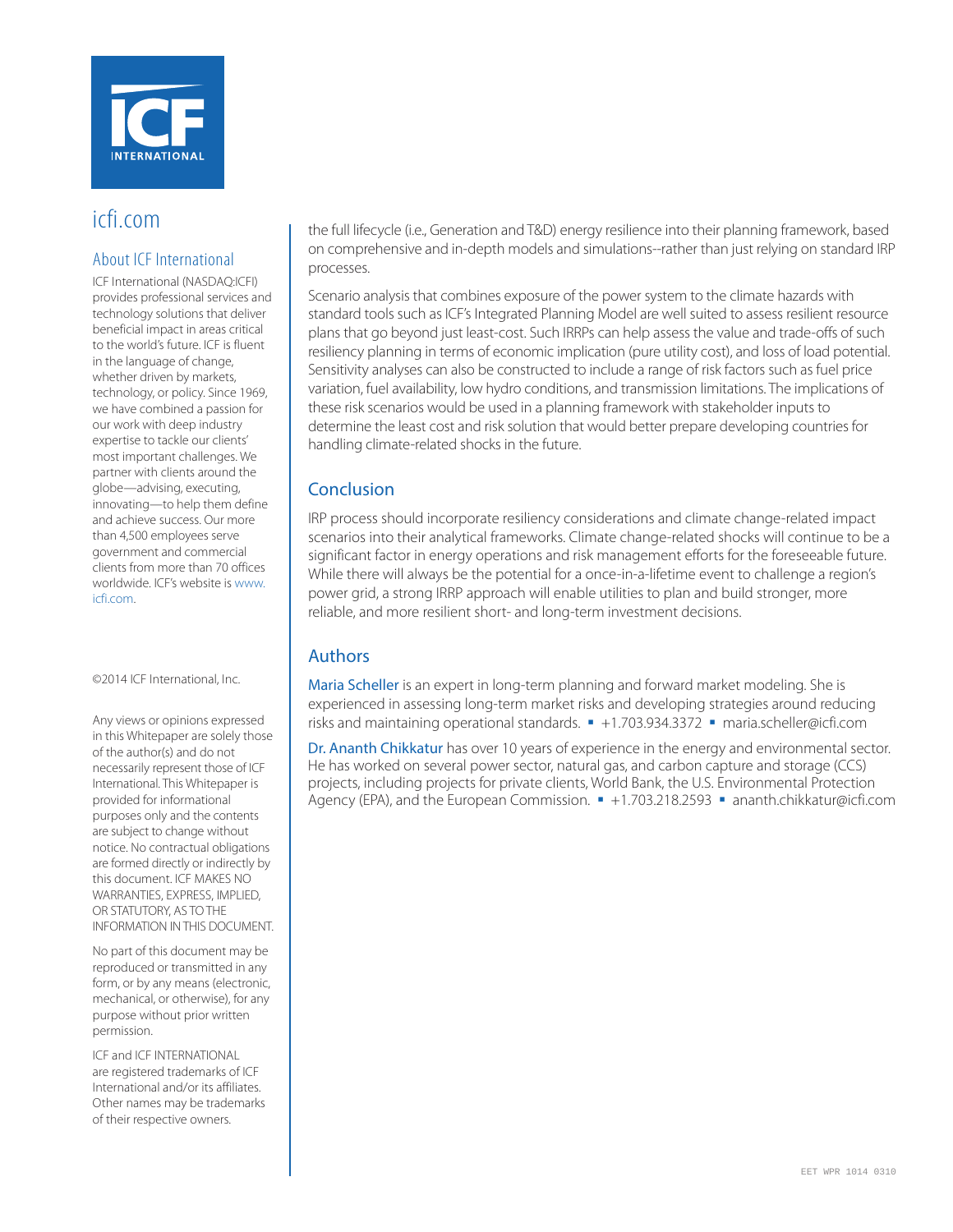ICF INTERNATIONAL

icfi.com

## About ICF International

ICF International (NASDAQ:ICFI) provides professional services and technology solutions that deliver beneficial impact in areas critical to the world's future. ICF is fluent in the language of change, whether driven by markets, technology, or policy. Since 1969, we have combined a passion for our work with deep industry expertise to tackle our clients' most important challenges. We partner with clients around the globe—advising, executing, innovating—to help them define and achieve success. Our more than 4,500 employees serve government and commercial clients from more than 70 offices worldwide. ICF's website is www.icfi.com.

©2014 ICF International, Inc.

Any views or opinions expressed in this Whitepaper are solely those of the author(s) and do not necessarily represent those of ICF International. This Whitepaper is provided for informational purposes only and the contents are subject to change without notice. No contractual obligations are formed directly or indirectly by this document. ICF MAKES NO WARRANTIES, EXPRESS, IMPLIED, OR STATUTORY, AS TO THE INFORMATION IN THIS DOCUMENT.

No part of this document may be reproduced or transmitted in any form, or by any means (electronic, mechanical, or otherwise), for any purpose without prior written permission.

ICF and ICF INTERNATIONAL are registered trademarks of ICF International and/or its affiliates. Other names may be trademarks of their respective owners.

the full lifecycle (i.e., Generation and T&D) energy resilience into their planning framework, based on comprehensive and in-depth models and simulations--rather than just relying on standard IRP processes.

Scenario analysis that combines exposure of the power system to the climate hazards with standard tools such as ICF's Integrated Planning Model are well suited to assess resilient resource plans that go beyond just least-cost. Such IRRPs can help assess the value and trade-offs of such resiliency planning in terms of economic implication (pure utility cost), and loss of load potential. Sensitivity analyses can also be constructed to include a range of risk factors such as fuel price variation, fuel availability, low hydro conditions, and transmission limitations. The implications of these risk scenarios would be used in a planning framework with stakeholder inputs to determine the least cost and risk solution that would better prepare developing countries for handling climate-related shocks in the future.

## Conclusion

IRP process should incorporate resiliency considerations and climate change-related impact scenarios into their analytical frameworks. Climate change-related shocks will continue to be a significant factor in energy operations and risk management efforts for the foreseeable future. While there will always be the potential for a once-in-a-lifetime event to challenge a region's power grid, a strong IRRP approach will enable utilities to plan and build stronger, more reliable, and more resilient short- and long-term investment decisions.

## Authors

Maria Scheller is an expert in long-term planning and forward market modeling. She is experienced in assessing long-term market risks and developing strategies around reducing risks and maintaining operational standards. ▪ +1.703.934.3372 ▪ maria.scheller@icfi.com

Dr. Ananth Chikkatur has over 10 years of experience in the energy and environmental sector. He has worked on several power sector, natural gas, and carbon capture and storage (CCS) projects, including projects for private clients, World Bank, the U.S. Environmental Protection Agency (EPA), and the European Commission. ▪ +1.703.218.2593 ▪ ananth.chikkatur@icfi.com

EET WPR 1014 0310